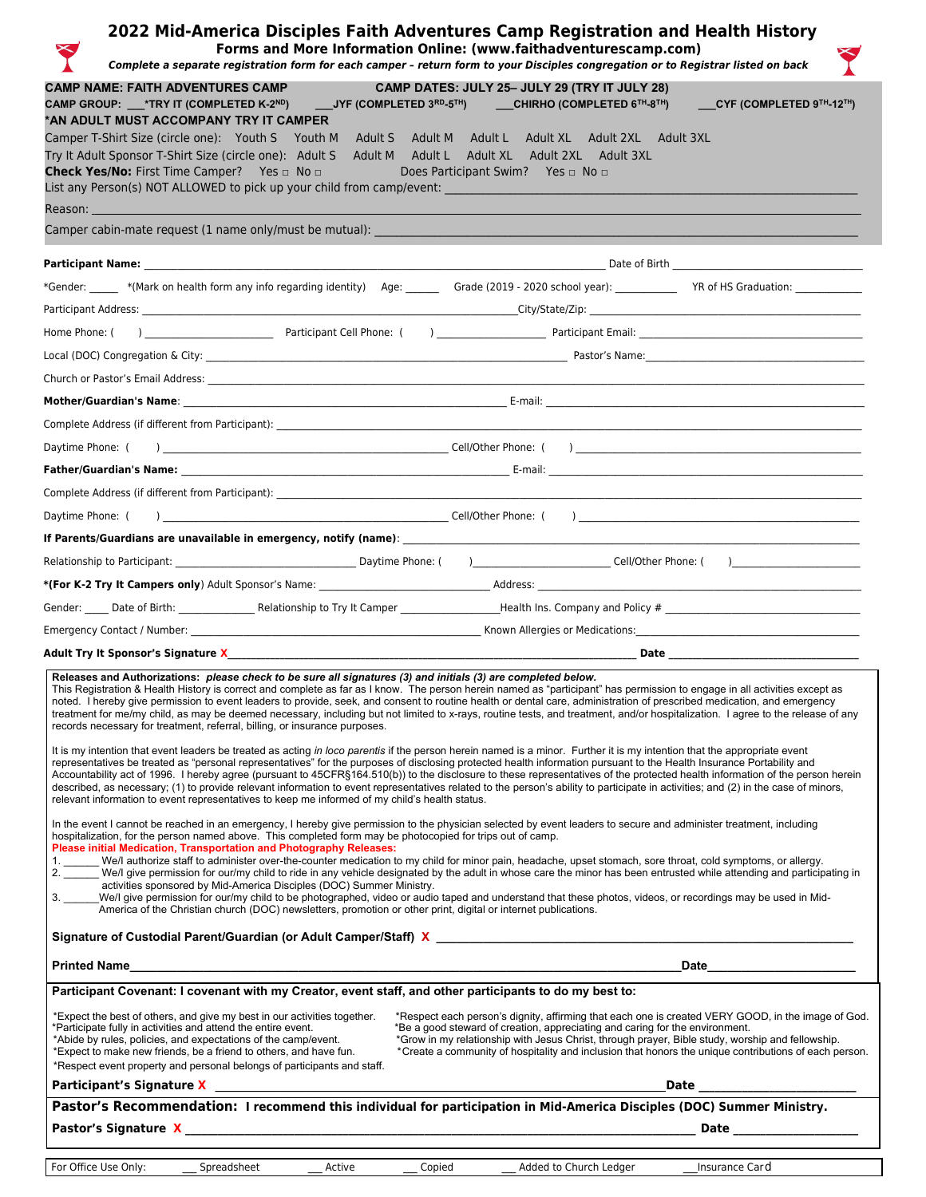# 2022 Mid-America Disciples Faith Adventures Camp Registration and Health History

**Forms and More Information Online: (www.faithadventurescamp.com)**

***Complete a separate registration form for each camper – return form to your Disciples congregation or to Registrar listed on back***

**CAMP NAME: FAITH ADVENTURES CAMP** **CAMP DATES: JULY 25– JULY 29 (TRY IT JULY 28)**

**CAMP GROUP:** ___**\*TRY IT (COMPLETED K-2ND)** ___**JYF (COMPLETED 3RD-5TH)** ___**CHIRHO (COMPLETED 6TH-8TH)** ___**CYF (COMPLETED 9TH-12TH)**

**\*AN ADULT MUST ACCOMPANY TRY IT CAMPER**

Camper T-Shirt Size (circle one): Youth S Youth M Adult S Adult M Adult L Adult XL Adult 2XL Adult 3XL

Try It Adult Sponsor T-Shirt Size (circle one): Adult S Adult M Adult L Adult XL Adult 2XL Adult 3XL

**Check Yes/No:** First Time Camper? Yes □ No □ Does Participant Swim? Yes □ No □

List any Person(s) NOT ALLOWED to pick up your child from camp/event: ______________________

Reason: ______________________

Camper cabin-mate request (1 name only/must be mutual): ______________________

**Participant Name:** ______________________ Date of Birth ______________

\*Gender: _____ \*(Mark on health form any info regarding identity) Age: ______ Grade (2019 - 2020 school year): ___________ YR of HS Graduation: ____________

Participant Address: ______________________ City/State/Zip: ______________________

Home Phone: ( ) ______________ Participant Cell Phone: ( ) ______________ Participant Email: ______________

Local (DOC) Congregation & City: ______________________ Pastor's Name: ______________________

Church or Pastor's Email Address: ______________________

**Mother/Guardian's Name**: ______________________ E-mail: ______________________

Complete Address (if different from Participant): ______________________

Daytime Phone: ( ) ______________________ Cell/Other Phone: ( ) ______________________

**Father/Guardian's Name:** ______________________ E-mail: ______________________

Complete Address (if different from Participant): ______________________

Daytime Phone: ( ) ______________________ Cell/Other Phone: ( ) ______________________

**If Parents/Guardians are unavailable in emergency, notify (name)**: ______________________

Relationship to Participant: ______________ Daytime Phone: ( ) ______________ Cell/Other Phone: ( ) ______________

**\*(For K-2 Try It Campers only)** Adult Sponsor's Name: ______________________ Address: ______________________

Gender: _____ Date of Birth: ______________ Relationship to Try It Camper ______________ Health Ins. Company and Policy # ______________

Emergency Contact / Number: ______________________ Known Allergies or Medications: ______________________

**Adult Try It Sponsor's Signature X** ______________________ **Date** ______________

**Releases and Authorizations:** ***please check to be sure all signatures (3) and initials (3) are completed below.***

This Registration & Health History is correct and complete as far as I know. The person herein named as "participant" has permission to engage in all activities except as noted. I hereby give permission to event leaders to provide, seek, and consent to routine health or dental care, administration of prescribed medication, and emergency treatment for me/my child, as may be deemed necessary, including but not limited to x-rays, routine tests, and treatment, and/or hospitalization. I agree to the release of any records necessary for treatment, referral, billing, or insurance purposes.

It is my intention that event leaders be treated as acting *in loco parentis* if the person herein named is a minor. Further it is my intention that the appropriate event representatives be treated as "personal representatives" for the purposes of disclosing protected health information pursuant to the Health Insurance Portability and Accountability act of 1996. I hereby agree (pursuant to 45CFR§164.510(b)) to the disclosure to these representatives of the protected health information of the person herein described, as necessary; (1) to provide relevant information to event representatives related to the person's ability to participate in activities; and (2) in the case of minors, relevant information to event representatives to keep me informed of my child's health status.

In the event I cannot be reached in an emergency, I hereby give permission to the physician selected by event leaders to secure and administer treatment, including hospitalization, for the person named above. This completed form may be photocopied for trips out of camp.

**Please initial Medication, Transportation and Photography Releases:**

1. ______ We/I authorize staff to administer over-the-counter medication to my child for minor pain, headache, upset stomach, sore throat, cold symptoms, or allergy.
2. ______ We/I give permission for our/my child to ride in any vehicle designated by the adult in whose care the minor has been entrusted while attending and participating in activities sponsored by Mid-America Disciples (DOC) Summer Ministry.
3. ______We/I give permission for our/my child to be photographed, video or audio taped and understand that these photos, videos, or recordings may be used in Mid-America of the Christian church (DOC) newsletters, promotion or other print, digital or internet publications.

**Signature of Custodial Parent/Guardian (or Adult Camper/Staff) X** ______________________

**Printed Name** ______________________ **Date** ______________

**Participant Covenant: I covenant with my Creator, event staff, and other participants to do my best to:**

\*Expect the best of others, and give my best in our activities together.
\*Participate fully in activities and attend the entire event.
\*Abide by rules, policies, and expectations of the camp/event.
\*Expect to make new friends, be a friend to others, and have fun.
\*Respect event property and personal belongs of participants and staff.
\*Respect each person's dignity, affirming that each one is created VERY GOOD, in the image of God.
\*Be a good steward of creation, appreciating and caring for the environment.
\*Grow in my relationship with Jesus Christ, through prayer, Bible study, worship and fellowship.
\*Create a community of hospitality and inclusion that honors the unique contributions of each person.

**Participant's Signature X** ______________________ **Date** ______________

**Pastor's Recommendation: I recommend this individual for participation in Mid-America Disciples (DOC) Summer Ministry.**

**Pastor's Signature X** ______________________ **Date** ______________

For Office Use Only: ___ Spreadsheet ___ Active ___ Copied ___ Added to Church Ledger ___Insurance Card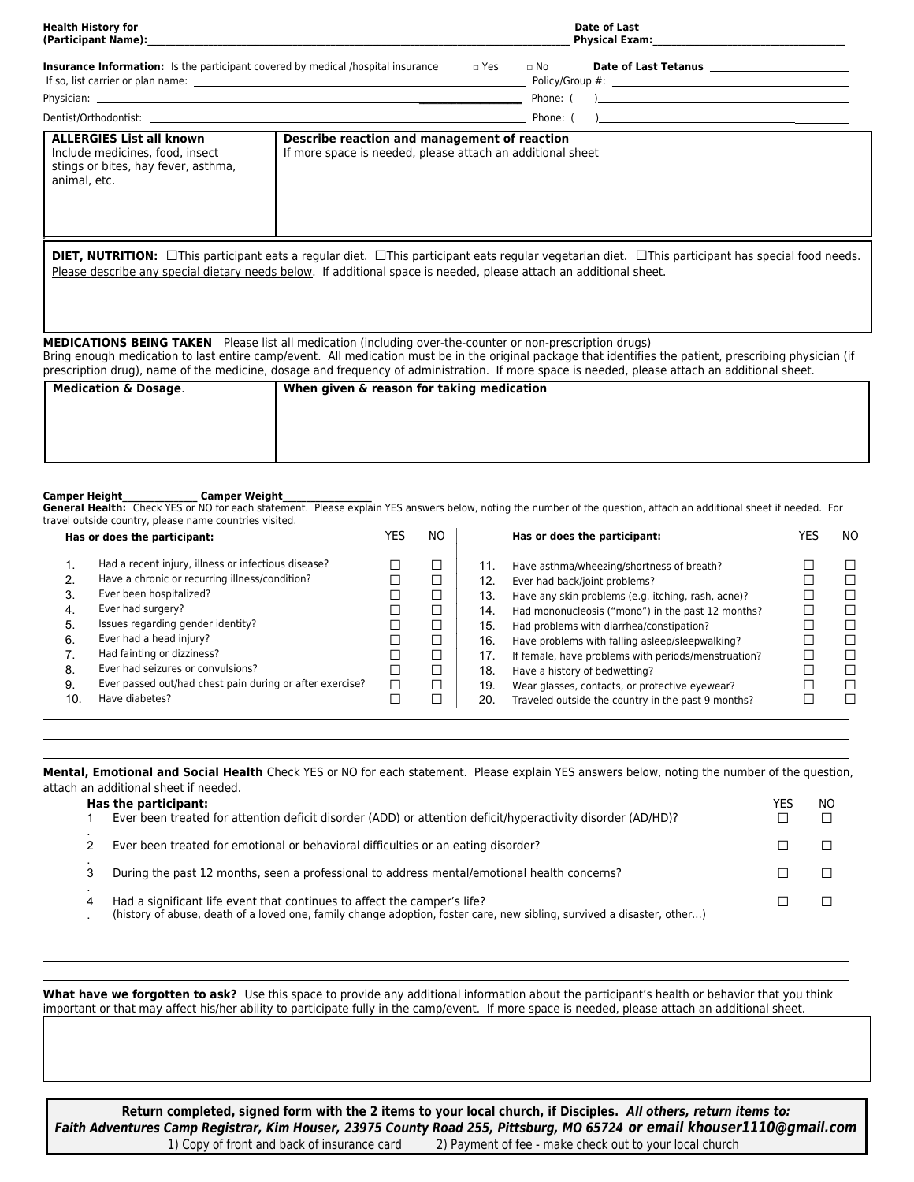**Health History for (Participant Name):**\_\_\_\_\_\_\_\_\_\_\_\_\_\_\_\_\_\_\_\_\_\_\_\_\_\_\_\_\_\_\_\_\_\_\_\_\_\_\_\_\_\_\_\_\_\_\_\_\_\_\_\_ **Date of Last Physical Exam:**\_\_\_\_\_\_\_\_\_\_\_\_\_\_\_\_\_\_\_\_\_\_\_\_

**Insurance Information:** Is the participant covered by medical /hospital insurance ☐ Yes ☐ No **Date of Last Tetanus** \_\_\_\_\_\_\_\_\_\_\_\_\_\_\_\_

If so, list carrier or plan name: \_\_\_\_\_\_\_\_\_\_\_\_\_\_\_\_\_\_\_\_\_\_\_\_\_\_\_\_\_\_\_\_ Policy/Group #: \_\_\_\_\_\_\_\_\_\_\_\_\_\_\_\_\_\_\_\_\_\_\_\_

Physician: \_\_\_\_\_\_\_\_\_\_\_\_\_\_\_\_\_\_\_\_\_\_\_\_\_\_\_\_\_\_\_\_\_\_\_\_\_\_\_\_ Phone: ( )\_\_\_\_\_\_\_\_\_\_\_\_\_\_\_\_\_\_\_\_\_\_\_\_

Dentist/Orthodontist: \_\_\_\_\_\_\_\_\_\_\_\_\_\_\_\_\_\_\_\_\_\_\_\_\_\_\_\_\_\_\_\_\_\_\_\_ Phone: ( )\_\_\_\_\_\_\_\_\_\_\_\_\_\_\_\_\_\_\_\_\_\_\_\_

| **ALLERGIES List all known** Include medicines, food, insect stings or bites, hay fever, asthma, animal, etc. | **Describe reaction and management of reaction** If more space is needed, please attach an additional sheet |
|---|---|
| | |

**DIET, NUTRITION:** ☐This participant eats a regular diet. ☐This participant eats regular vegetarian diet. ☐This participant has special food needs. Please describe any special dietary needs below. If additional space is needed, please attach an additional sheet.

**MEDICATIONS BEING TAKEN** Please list all medication (including over-the-counter or non-prescription drugs)
Bring enough medication to last entire camp/event. All medication must be in the original package that identifies the patient, prescribing physician (if prescription drug), name of the medicine, dosage and frequency of administration. If more space is needed, please attach an additional sheet.

| **Medication & Dosage**. | **When given & reason for taking medication** |
|---|---|
| | |

**Camper Height**\_\_\_\_\_\_\_\_\_\_\_\_\_\_ **Camper Weight**\_\_\_\_\_\_\_\_\_\_\_\_\_\_\_\_

**General Health:** Check YES or NO for each statement. Please explain YES answers below, noting the number of the question, attach an additional sheet if needed. For travel outside country, please name countries visited.

| | Has or does the participant: | YES | NO | | Has or does the participant: | YES | NO |
|---|---|---|---|---|---|---|---|
| 1. | Had a recent injury, illness or infectious disease? | ☐ | ☐ | 11. | Have asthma/wheezing/shortness of breath? | ☐ | ☐ |
| 2. | Have a chronic or recurring illness/condition? | ☐ | ☐ | 12. | Ever had back/joint problems? | ☐ | ☐ |
| 3. | Ever been hospitalized? | ☐ | ☐ | 13. | Have any skin problems (e.g. itching, rash, acne)? | ☐ | ☐ |
| 4. | Ever had surgery? | ☐ | ☐ | 14. | Had mononucleosis ("mono") in the past 12 months? | ☐ | ☐ |
| 5. | Issues regarding gender identity? | ☐ | ☐ | 15. | Had problems with diarrhea/constipation? | ☐ | ☐ |
| 6. | Ever had a head injury? | ☐ | ☐ | 16. | Have problems with falling asleep/sleepwalking? | ☐ | ☐ |
| 7. | Had fainting or dizziness? | ☐ | ☐ | 17. | If female, have problems with periods/menstruation? | ☐ | ☐ |
| 8. | Ever had seizures or convulsions? | ☐ | ☐ | 18. | Have a history of bedwetting? | ☐ | ☐ |
| 9. | Ever passed out/had chest pain during or after exercise? | ☐ | ☐ | 19. | Wear glasses, contacts, or protective eyewear? | ☐ | ☐ |
| 10. | Have diabetes? | ☐ | ☐ | 20. | Traveled outside the country in the past 9 months? | ☐ | ☐ |

\_\_\_\_\_\_\_\_\_\_\_\_\_\_\_\_\_\_\_\_\_\_\_\_\_\_\_\_\_\_\_\_\_\_\_\_\_\_\_\_\_\_\_\_\_\_\_\_\_\_\_\_\_\_\_\_\_\_\_\_

\_\_\_\_\_\_\_\_\_\_\_\_\_\_\_\_\_\_\_\_\_\_\_\_\_\_\_\_\_\_\_\_\_\_\_\_\_\_\_\_\_\_\_\_\_\_\_\_\_\_\_\_\_\_\_\_\_\_\_\_

**Mental, Emotional and Social Health** Check YES or NO for each statement. Please explain YES answers below, noting the number of the question, attach an additional sheet if needed.

| | Has the participant: | YES | NO |
|---|---|---|---|
| 1. | Ever been treated for attention deficit disorder (ADD) or attention deficit/hyperactivity disorder (AD/HD)? | ☐ | ☐ |
| 2. | Ever been treated for emotional or behavioral difficulties or an eating disorder? | ☐ | ☐ |
| 3. | During the past 12 months, seen a professional to address mental/emotional health concerns? | ☐ | ☐ |
| 4. | Had a significant life event that continues to affect the camper's life? (history of abuse, death of a loved one, family change adoption, foster care, new sibling, survived a disaster, other…) | ☐ | ☐ |

\_\_\_\_\_\_\_\_\_\_\_\_\_\_\_\_\_\_\_\_\_\_\_\_\_\_\_\_\_\_\_\_\_\_\_\_\_\_\_\_\_\_\_\_\_\_\_\_\_\_\_\_\_\_\_\_\_\_\_\_

\_\_\_\_\_\_\_\_\_\_\_\_\_\_\_\_\_\_\_\_\_\_\_\_\_\_\_\_\_\_\_\_\_\_\_\_\_\_\_\_\_\_\_\_\_\_\_\_\_\_\_\_\_\_\_\_\_\_\_\_

**What have we forgotten to ask?** Use this space to provide any additional information about the participant's health or behavior that you think important or that may affect his/her ability to participate fully in the camp/event. If more space is needed, please attach an additional sheet.

**Return completed, signed form with the 2 items to your local church, if Disciples.** ***All others, return items to:***
***Faith Adventures Camp Registrar, Kim Houser, 23975 County Road 255, Pittsburg, MO 65724 or email khouser1110@gmail.com***
1) Copy of front and back of insurance card 2) Payment of fee - make check out to your local church